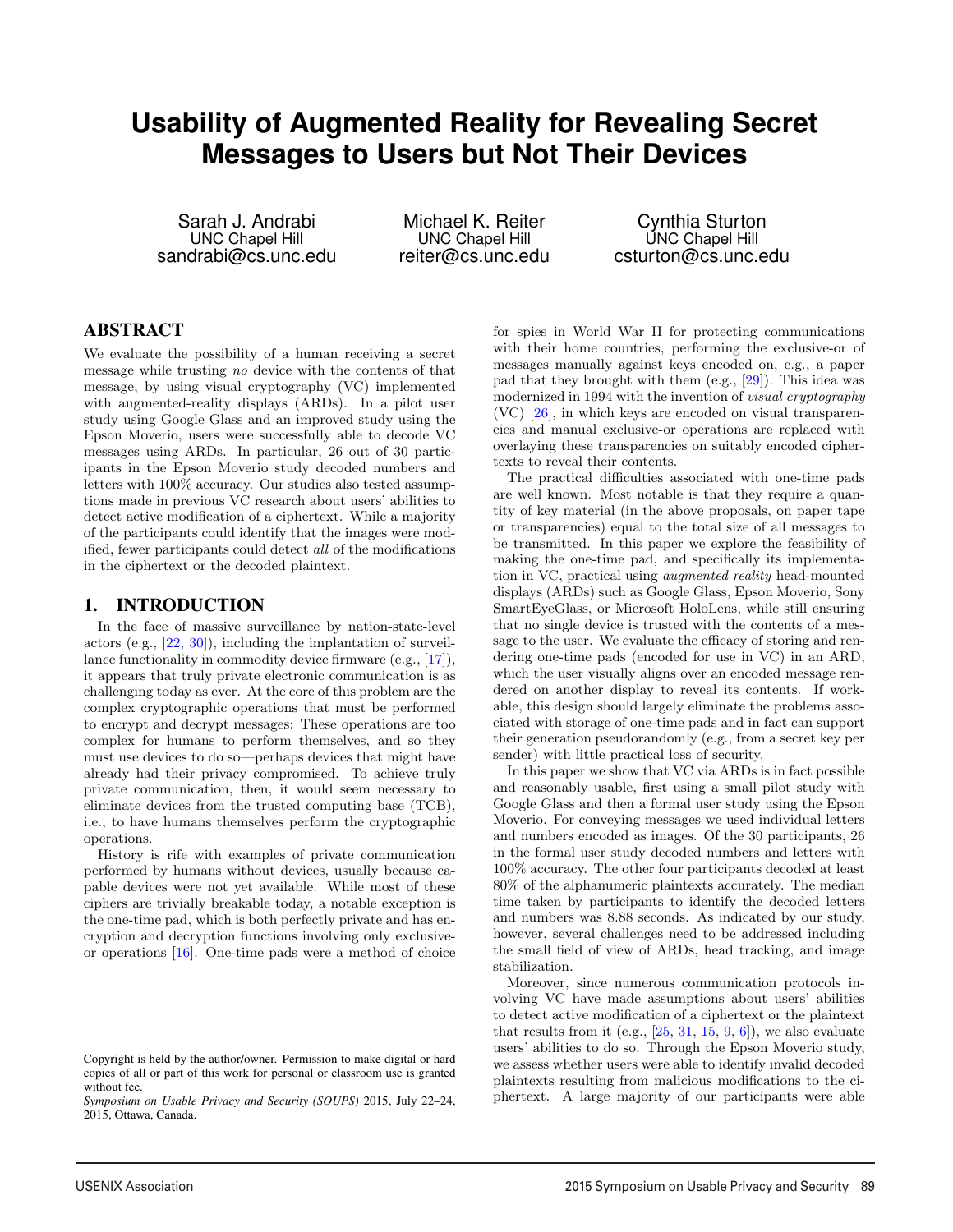# Usability of Augmented Reality for Revealing Secret Messages to Users but Not Their Devices

Sarah J. Andrabi
UNC Chapel Hill
sandrabi@cs.unc.edu

Michael K. Reiter
UNC Chapel Hill
reiter@cs.unc.edu

Cynthia Sturton
UNC Chapel Hill
csturton@cs.unc.edu

## ABSTRACT

We evaluate the possibility of a human receiving a secret message while trusting *no* device with the contents of that message, by using visual cryptography (VC) implemented with augmented-reality displays (ARDs). In a pilot user study using Google Glass and an improved study using the Epson Moverio, users were successfully able to decode VC messages using ARDs. In particular, 26 out of 30 participants in the Epson Moverio study decoded numbers and letters with 100% accuracy. Our studies also tested assumptions made in previous VC research about users' abilities to detect active modification of a ciphertext. While a majority of the participants could identify that the images were modified, fewer participants could detect *all* of the modifications in the ciphertext or the decoded plaintext.

## 1. INTRODUCTION

In the face of massive surveillance by nation-state-level actors (e.g., [22, 30]), including the implantation of surveillance functionality in commodity device firmware (e.g., [17]), it appears that truly private electronic communication is as challenging today as ever. At the core of this problem are the complex cryptographic operations that must be performed to encrypt and decrypt messages: These operations are too complex for humans to perform themselves, and so they must use devices to do so—perhaps devices that might have already had their privacy compromised. To achieve truly private communication, then, it would seem necessary to eliminate devices from the trusted computing base (TCB), i.e., to have humans themselves perform the cryptographic operations.

History is rife with examples of private communication performed by humans without devices, usually because capable devices were not yet available. While most of these ciphers are trivially breakable today, a notable exception is the one-time pad, which is both perfectly private and has encryption and decryption functions involving only exclusive-or operations [16]. One-time pads were a method of choice for spies in World War II for protecting communications with their home countries, performing the exclusive-or of messages manually against keys encoded on, e.g., a paper pad that they brought with them (e.g., [29]). This idea was modernized in 1994 with the invention of *visual cryptography* (VC) [26], in which keys are encoded on visual transparencies and manual exclusive-or operations are replaced with overlaying these transparencies on suitably encoded ciphertexts to reveal their contents.

The practical difficulties associated with one-time pads are well known. Most notable is that they require a quantity of key material (in the above proposals, on paper tape or transparencies) equal to the total size of all messages to be transmitted. In this paper we explore the feasibility of making the one-time pad, and specifically its implementation in VC, practical using *augmented reality* head-mounted displays (ARDs) such as Google Glass, Epson Moverio, Sony SmartEyeGlass, or Microsoft HoloLens, while still ensuring that no single device is trusted with the contents of a message to the user. We evaluate the efficacy of storing and rendering one-time pads (encoded for use in VC) in an ARD, which the user visually aligns over an encoded message rendered on another display to reveal its contents. If workable, this design should largely eliminate the problems associated with storage of one-time pads and in fact can support their generation pseudorandomly (e.g., from a secret key per sender) with little practical loss of security.

In this paper we show that VC via ARDs is in fact possible and reasonably usable, first using a small pilot study with Google Glass and then a formal user study using the Epson Moverio. For conveying messages we used individual letters and numbers encoded as images. Of the 30 participants, 26 in the formal user study decoded numbers and letters with 100% accuracy. The other four participants decoded at least 80% of the alphanumeric plaintexts accurately. The median time taken by participants to identify the decoded letters and numbers was 8.88 seconds. As indicated by our study, however, several challenges need to be addressed including the small field of view of ARDs, head tracking, and image stabilization.

Moreover, since numerous communication protocols involving VC have made assumptions about users' abilities to detect active modification of a ciphertext or the plaintext that results from it (e.g., [25, 31, 15, 9, 6]), we also evaluate users' abilities to do so. Through the Epson Moverio study, we assess whether users were able to identify invalid decoded plaintexts resulting from malicious modifications to the ciphertext. A large majority of our participants were able

Copyright is held by the author/owner. Permission to make digital or hard copies of all or part of this work for personal or classroom use is granted without fee.
*Symposium on Usable Privacy and Security (SOUPS)* 2015, July 22–24, 2015, Ottawa, Canada.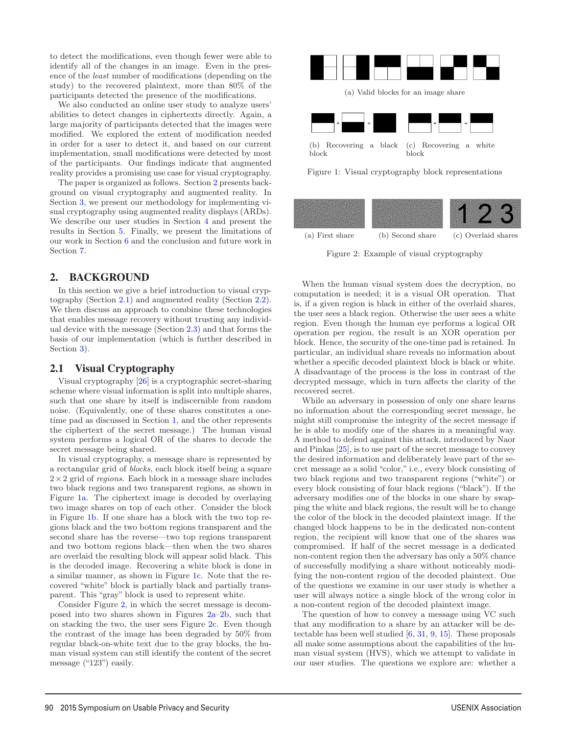to detect the modifications, even though fewer were able to identify all of the changes in an image. Even in the presence of the *least* number of modifications (depending on the study) to the recovered plaintext, more than 80% of the participants detected the presence of the modifications.

We also conducted an online user study to analyze users' abilities to detect changes in ciphertexts directly. Again, a large majority of participants detected that the images were modified. We explored the extent of modification needed in order for a user to detect it, and based on our current implementation, small modifications were detected by most of the participants. Our findings indicate that augmented reality provides a promising use case for visual cryptography.

The paper is organized as follows. Section 2 presents background on visual cryptography and augmented reality. In Section 3, we present our methodology for implementing visual cryptography using augmented reality displays (ARDs). We describe our user studies in Section 4 and present the results in Section 5. Finally, we present the limitations of our work in Section 6 and the conclusion and future work in Section 7.

## 2. BACKGROUND

In this section we give a brief introduction to visual cryptography (Section 2.1) and augmented reality (Section 2.2). We then discuss an approach to combine these technologies that enables message recovery without trusting any individual device with the message (Section 2.3) and that forms the basis of our implementation (which is further described in Section 3).

### 2.1 Visual Cryptography

Visual cryptography [26] is a cryptographic secret-sharing scheme where visual information is split into multiple shares, such that one share by itself is indiscernible from random noise. (Equivalently, one of these shares constitutes a one-time pad as discussed in Section 1, and the other represents the ciphertext of the secret message.) The human visual system performs a logical OR of the shares to decode the secret message being shared.

In visual cryptography, a message share is represented by a rectangular grid of *blocks*, each block itself being a square $2 \times 2$ grid of *regions*. Each block in a message share includes two black regions and two transparent regions, as shown in Figure 1a. The ciphertext image is decoded by overlaying two image shares on top of each other. Consider the block in Figure 1b. If one share has a block with the two top regions black and the two bottom regions transparent and the second share has the reverse—two top regions transparent and two bottom regions black—then when the two shares are overlaid the resulting block will appear solid black. This is the decoded image. Recovering a white block is done in a similar manner, as shown in Figure 1c. Note that the recovered "white" block is partially black and partially transparent. This "gray" block is used to represent white.

Consider Figure 2, in which the secret message is decomposed into two shares shown in Figures 2a–2b, such that on stacking the two, the user sees Figure 2c. Even though the contrast of the image has been degraded by 50% from regular black-on-white text due to the gray blocks, the human visual system can still identify the content of the secret message ("123") easily.

(a) Valid blocks for an image share

(b) Recovering a black block (c) Recovering a white block

Figure 1: Visual cryptography block representations

(a) First share (b) Second share (c) Overlaid shares

Figure 2: Example of visual cryptography

When the human visual system does the decryption, no computation is needed; it is a visual OR operation. That is, if a given region is black in either of the overlaid shares, the user sees a black region. Otherwise the user sees a white region. Even though the human eye performs a logical OR operation per region, the result is an XOR operation per block. Hence, the security of the one-time pad is retained. In particular, an individual share reveals no information about whether a specific decoded plaintext block is black or white. A disadvantage of the process is the loss in contrast of the decrypted message, which in turn affects the clarity of the recovered secret.

While an adversary in possession of only one share learns no information about the corresponding secret message, he might still compromise the integrity of the secret message if he is able to modify one of the shares in a meaningful way. A method to defend against this attack, introduced by Naor and Pinkas [25], is to use part of the secret message to convey the desired information and deliberately leave part of the secret message as a solid "color," i.e., every block consisting of two black regions and two transparent regions ("white") or every block consisting of four black regions ("black"). If the adversary modifies one of the blocks in one share by swapping the white and black regions, the result will be to change the color of the block in the decoded plaintext image. If the changed block happens to be in the dedicated non-content region, the recipient will know that one of the shares was compromised. If half of the secret message is a dedicated non-content region then the adversary has only a 50% chance of successfully modifying a share without noticeably modifying the non-content region of the decoded plaintext. One of the questions we examine in our user study is whether a user will always notice a single block of the wrong color in a non-content region of the decoded plaintext image.

The question of how to convey a message using VC such that any modification to a share by an attacker will be detectable has been well studied [6, 31, 9, 15]. These proposals all make some assumptions about the capabilities of the human visual system (HVS), which we attempt to validate in our user studies. The questions we explore are: whether a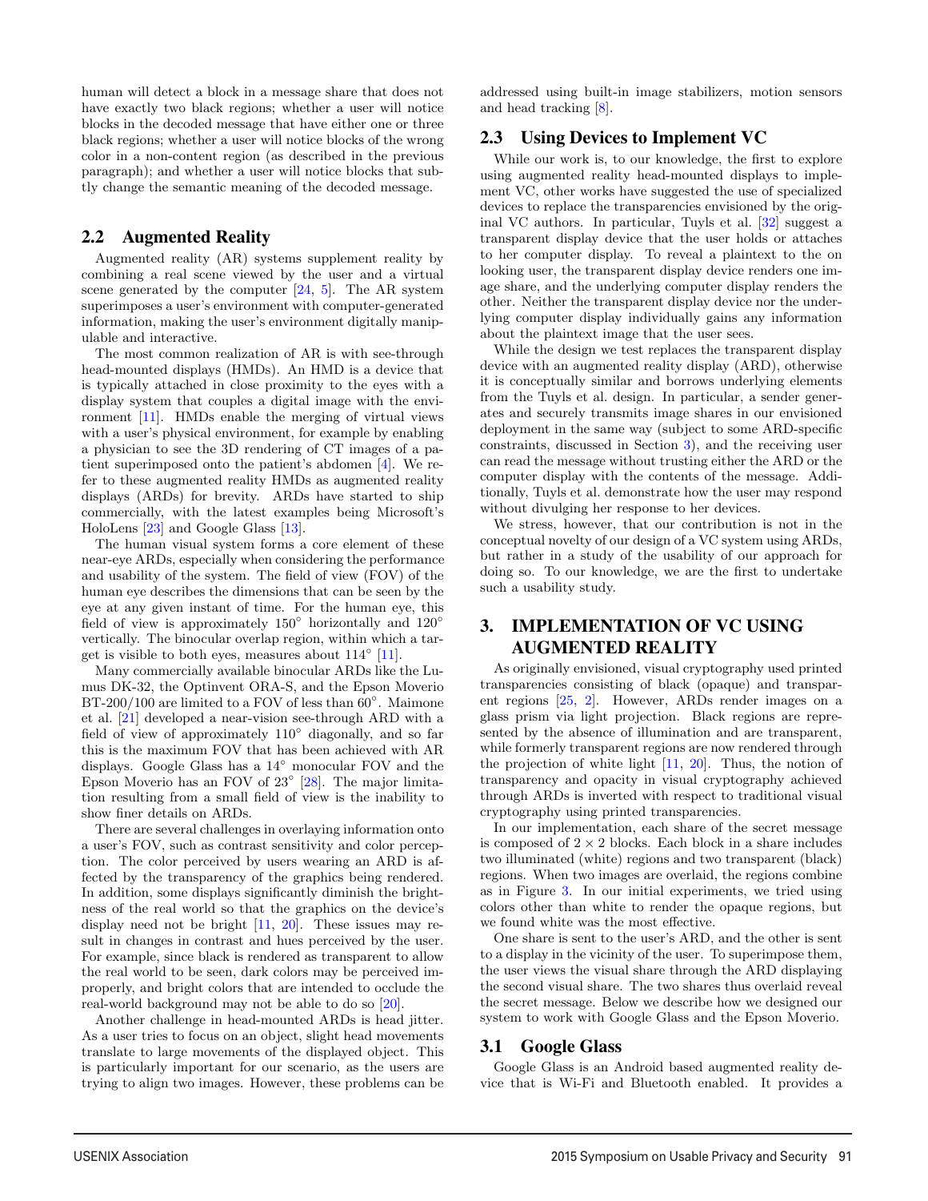human will detect a block in a message share that does not have exactly two black regions; whether a user will notice blocks in the decoded message that have either one or three black regions; whether a user will notice blocks of the wrong color in a non-content region (as described in the previous paragraph); and whether a user will notice blocks that subtly change the semantic meaning of the decoded message.

## 2.2 Augmented Reality

Augmented reality (AR) systems supplement reality by combining a real scene viewed by the user and a virtual scene generated by the computer [24, 5]. The AR system superimposes a user's environment with computer-generated information, making the user's environment digitally manipulable and interactive.

The most common realization of AR is with see-through head-mounted displays (HMDs). An HMD is a device that is typically attached in close proximity to the eyes with a display system that couples a digital image with the environment [11]. HMDs enable the merging of virtual views with a user's physical environment, for example by enabling a physician to see the 3D rendering of CT images of a patient superimposed onto the patient's abdomen [4]. We refer to these augmented reality HMDs as augmented reality displays (ARDs) for brevity. ARDs have started to ship commercially, with the latest examples being Microsoft's HoloLens [23] and Google Glass [13].

The human visual system forms a core element of these near-eye ARDs, especially when considering the performance and usability of the system. The field of view (FOV) of the human eye describes the dimensions that can be seen by the eye at any given instant of time. For the human eye, this field of view is approximately 150° horizontally and 120° vertically. The binocular overlap region, within which a target is visible to both eyes, measures about 114° [11].

Many commercially available binocular ARDs like the Lumus DK-32, the Optinvent ORA-S, and the Epson Moverio BT-200/100 are limited to a FOV of less than 60°. Maimone et al. [21] developed a near-vision see-through ARD with a field of view of approximately 110° diagonally, and so far this is the maximum FOV that has been achieved with AR displays. Google Glass has a 14° monocular FOV and the Epson Moverio has an FOV of 23° [28]. The major limitation resulting from a small field of view is the inability to show finer details on ARDs.

There are several challenges in overlaying information onto a user's FOV, such as contrast sensitivity and color perception. The color perceived by users wearing an ARD is affected by the transparency of the graphics being rendered. In addition, some displays significantly diminish the brightness of the real world so that the graphics on the device's display need not be bright [11, 20]. These issues may result in changes in contrast and hues perceived by the user. For example, since black is rendered as transparent to allow the real world to be seen, dark colors may be perceived improperly, and bright colors that are intended to occlude the real-world background may not be able to do so [20].

Another challenge in head-mounted ARDs is head jitter. As a user tries to focus on an object, slight head movements translate to large movements of the displayed object. This is particularly important for our scenario, as the users are trying to align two images. However, these problems can be addressed using built-in image stabilizers, motion sensors and head tracking [8].

## 2.3 Using Devices to Implement VC

While our work is, to our knowledge, the first to explore using augmented reality head-mounted displays to implement VC, other works have suggested the use of specialized devices to replace the transparencies envisioned by the original VC authors. In particular, Tuyls et al. [32] suggest a transparent display device that the user holds or attaches to her computer display. To reveal a plaintext to the on looking user, the transparent display device renders one image share, and the underlying computer display renders the other. Neither the transparent display device nor the underlying computer display individually gains any information about the plaintext image that the user sees.

While the design we test replaces the transparent display device with an augmented reality display (ARD), otherwise it is conceptually similar and borrows underlying elements from the Tuyls et al. design. In particular, a sender generates and securely transmits image shares in our envisioned deployment in the same way (subject to some ARD-specific constraints, discussed in Section 3), and the receiving user can read the message without trusting either the ARD or the computer display with the contents of the message. Additionally, Tuyls et al. demonstrate how the user may respond without divulging her response to her devices.

We stress, however, that our contribution is not in the conceptual novelty of our design of a VC system using ARDs, but rather in a study of the usability of our approach for doing so. To our knowledge, we are the first to undertake such a usability study.

# 3. IMPLEMENTATION OF VC USING AUGMENTED REALITY

As originally envisioned, visual cryptography used printed transparencies consisting of black (opaque) and transparent regions [25, 2]. However, ARDs render images on a glass prism via light projection. Black regions are represented by the absence of illumination and are transparent, while formerly transparent regions are now rendered through the projection of white light [11, 20]. Thus, the notion of transparency and opacity in visual cryptography achieved through ARDs is inverted with respect to traditional visual cryptography using printed transparencies.

In our implementation, each share of the secret message is composed of $2 \times 2$ blocks. Each block in a share includes two illuminated (white) regions and two transparent (black) regions. When two images are overlaid, the regions combine as in Figure 3. In our initial experiments, we tried using colors other than white to render the opaque regions, but we found white was the most effective.

One share is sent to the user's ARD, and the other is sent to a display in the vicinity of the user. To superimpose them, the user views the visual share through the ARD displaying the second visual share. The two shares thus overlaid reveal the secret message. Below we describe how we designed our system to work with Google Glass and the Epson Moverio.

## 3.1 Google Glass

Google Glass is an Android based augmented reality device that is Wi-Fi and Bluetooth enabled. It provides a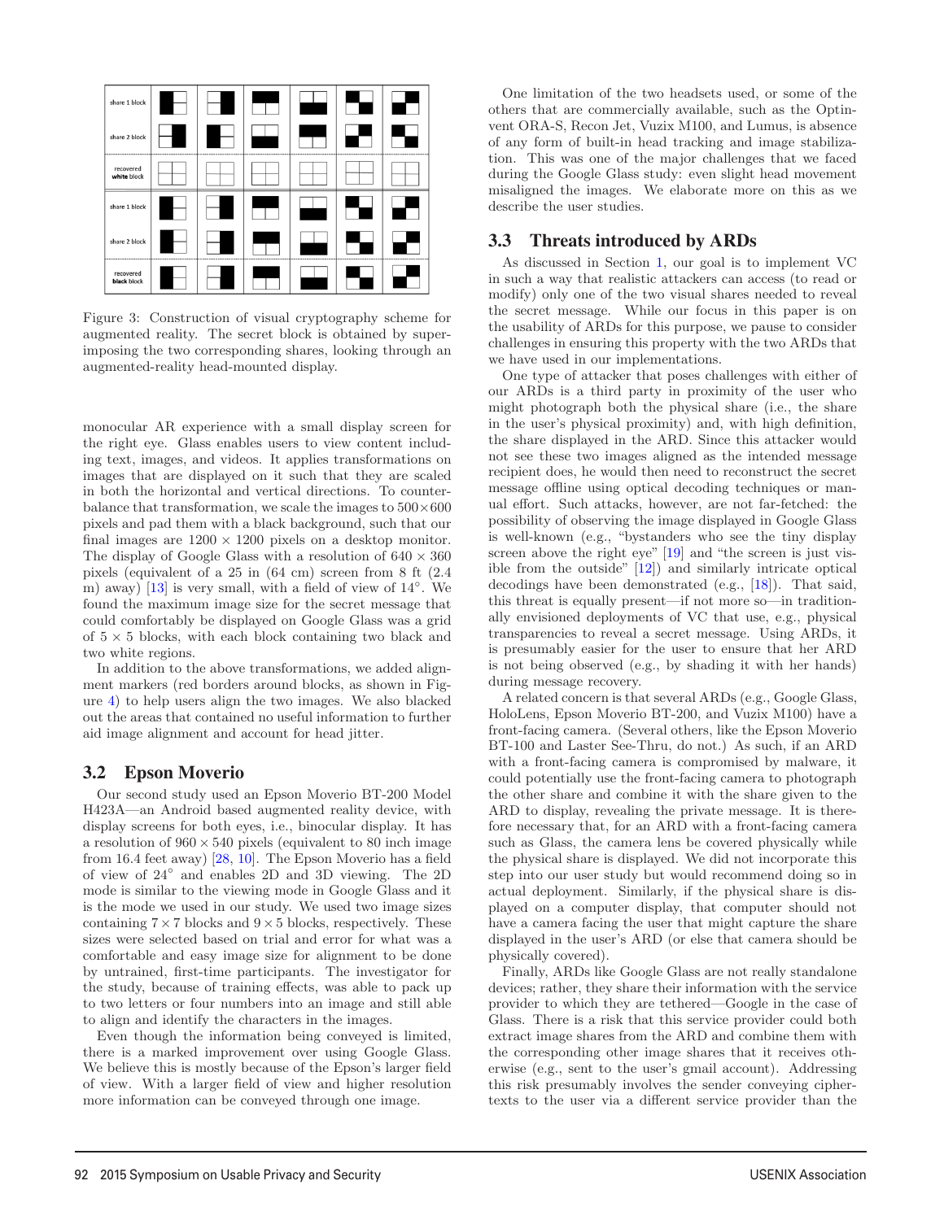Figure 3: Construction of visual cryptography scheme for augmented reality. The secret block is obtained by superimposing the two corresponding shares, looking through an augmented-reality head-mounted display.

monocular AR experience with a small display screen for the right eye. Glass enables users to view content including text, images, and videos. It applies transformations on images that are displayed on it such that they are scaled in both the horizontal and vertical directions. To counterbalance that transformation, we scale the images to $500\times600$ pixels and pad them with a black background, such that our final images are $1200 \times 1200$ pixels on a desktop monitor. The display of Google Glass with a resolution of $640 \times 360$ pixels (equivalent of a 25 in (64 cm) screen from 8 ft (2.4 m) away) [13] is very small, with a field of view of $14^{\circ}$. We found the maximum image size for the secret message that could comfortably be displayed on Google Glass was a grid of $5 \times 5$ blocks, with each block containing two black and two white regions.

In addition to the above transformations, we added alignment markers (red borders around blocks, as shown in Figure 4) to help users align the two images. We also blacked out the areas that contained no useful information to further aid image alignment and account for head jitter.

## 3.2 Epson Moverio

Our second study used an Epson Moverio BT-200 Model H423A—an Android based augmented reality device, with display screens for both eyes, i.e., binocular display. It has a resolution of $960 \times 540$ pixels (equivalent to 80 inch image from 16.4 feet away) [28, 10]. The Epson Moverio has a field of view of $24^{\circ}$ and enables 2D and 3D viewing. The 2D mode is similar to the viewing mode in Google Glass and it is the mode we used in our study. We used two image sizes containing $7\times7$ blocks and $9\times5$ blocks, respectively. These sizes were selected based on trial and error for what was a comfortable and easy image size for alignment to be done by untrained, first-time participants. The investigator for the study, because of training effects, was able to pack up to two letters or four numbers into an image and still able to align and identify the characters in the images.

Even though the information being conveyed is limited, there is a marked improvement over using Google Glass. We believe this is mostly because of the Epson's larger field of view. With a larger field of view and higher resolution more information can be conveyed through one image.

One limitation of the two headsets used, or some of the others that are commercially available, such as the Optinvent ORA-S, Recon Jet, Vuzix M100, and Lumus, is absence of any form of built-in head tracking and image stabilization. This was one of the major challenges that we faced during the Google Glass study: even slight head movement misaligned the images. We elaborate more on this as we describe the user studies.

## 3.3 Threats introduced by ARDs

As discussed in Section 1, our goal is to implement VC in such a way that realistic attackers can access (to read or modify) only one of the two visual shares needed to reveal the secret message. While our focus in this paper is on the usability of ARDs for this purpose, we pause to consider challenges in ensuring this property with the two ARDs that we have used in our implementations.

One type of attacker that poses challenges with either of our ARDs is a third party in proximity of the user who might photograph both the physical share (i.e., the share in the user's physical proximity) and, with high definition, the share displayed in the ARD. Since this attacker would not see these two images aligned as the intended message recipient does, he would then need to reconstruct the secret message offline using optical decoding techniques or manual effort. Such attacks, however, are not far-fetched: the possibility of observing the image displayed in Google Glass is well-known (e.g., "bystanders who see the tiny display screen above the right eye" [19] and "the screen is just visible from the outside" [12]) and similarly intricate optical decodings have been demonstrated (e.g., [18]). That said, this threat is equally present—if not more so—in traditionally envisioned deployments of VC that use, e.g., physical transparencies to reveal a secret message. Using ARDs, it is presumably easier for the user to ensure that her ARD is not being observed (e.g., by shading it with her hands) during message recovery.

A related concern is that several ARDs (e.g., Google Glass, HoloLens, Epson Moverio BT-200, and Vuzix M100) have a front-facing camera. (Several others, like the Epson Moverio BT-100 and Laster See-Thru, do not.) As such, if an ARD with a front-facing camera is compromised by malware, it could potentially use the front-facing camera to photograph the other share and combine it with the share given to the ARD to display, revealing the private message. It is therefore necessary that, for an ARD with a front-facing camera such as Glass, the camera lens be covered physically while the physical share is displayed. We did not incorporate this step into our user study but would recommend doing so in actual deployment. Similarly, if the physical share is displayed on a computer display, that computer should not have a camera facing the user that might capture the share displayed in the user's ARD (or else that camera should be physically covered).

Finally, ARDs like Google Glass are not really standalone devices; rather, they share their information with the service provider to which they are tethered—Google in the case of Glass. There is a risk that this service provider could both extract image shares from the ARD and combine them with the corresponding other image shares that it receives otherwise (e.g., sent to the user's gmail account). Addressing this risk presumably involves the sender conveying ciphertexts to the user via a different service provider than the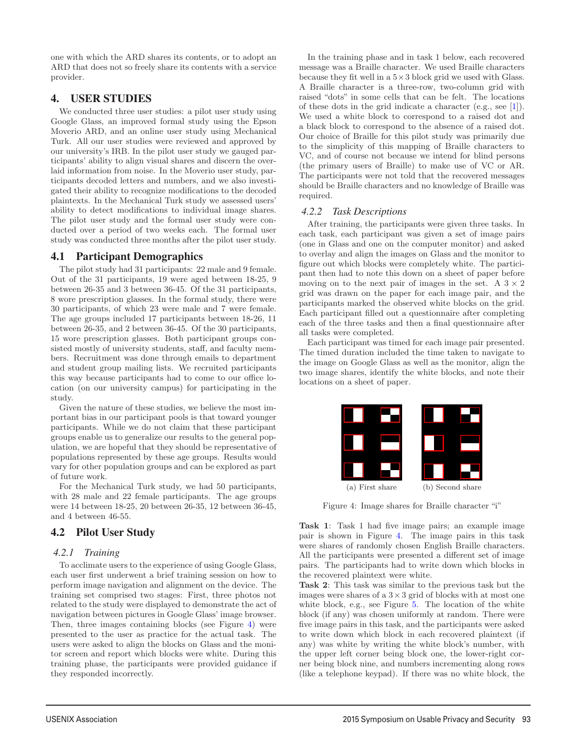one with which the ARD shares its contents, or to adopt an ARD that does not so freely share its contents with a service provider.

## 4. USER STUDIES

We conducted three user studies: a pilot user study using Google Glass, an improved formal study using the Epson Moverio ARD, and an online user study using Mechanical Turk. All our user studies were reviewed and approved by our university's IRB. In the pilot user study we gauged participants' ability to align visual shares and discern the overlaid information from noise. In the Moverio user study, participants decoded letters and numbers, and we also investigated their ability to recognize modifications to the decoded plaintexts. In the Mechanical Turk study we assessed users' ability to detect modifications to individual image shares. The pilot user study and the formal user study were conducted over a period of two weeks each. The formal user study was conducted three months after the pilot user study.

### 4.1 Participant Demographics

The pilot study had 31 participants: 22 male and 9 female. Out of the 31 participants, 19 were aged between 18-25, 9 between 26-35 and 3 between 36-45. Of the 31 participants, 8 wore prescription glasses. In the formal study, there were 30 participants, of which 23 were male and 7 were female. The age groups included 17 participants between 18-26, 11 between 26-35, and 2 between 36-45. Of the 30 participants, 15 wore prescription glasses. Both participant groups consisted mostly of university students, staff, and faculty members. Recruitment was done through emails to department and student group mailing lists. We recruited participants this way because participants had to come to our office location (on our university campus) for participating in the study.

Given the nature of these studies, we believe the most important bias in our participant pools is that toward younger participants. While we do not claim that these participant groups enable us to generalize our results to the general population, we are hopeful that they should be representative of populations represented by these age groups. Results would vary for other population groups and can be explored as part of future work.

For the Mechanical Turk study, we had 50 participants, with 28 male and 22 female participants. The age groups were 14 between 18-25, 20 between 26-35, 12 between 36-45, and 4 between 46-55.

### 4.2 Pilot User Study

#### 4.2.1 Training

To acclimate users to the experience of using Google Glass, each user first underwent a brief training session on how to perform image navigation and alignment on the device. The training set comprised two stages: First, three photos not related to the study were displayed to demonstrate the act of navigation between pictures in Google Glass' image browser. Then, three images containing blocks (see Figure 4) were presented to the user as practice for the actual task. The users were asked to align the blocks on Glass and the monitor screen and report which blocks were white. During this training phase, the participants were provided guidance if they responded incorrectly.

In the training phase and in task 1 below, each recovered message was a Braille character. We used Braille characters because they fit well in a $5 \times 3$ block grid we used with Glass. A Braille character is a three-row, two-column grid with raised "dots" in some cells that can be felt. The locations of these dots in the grid indicate a character (e.g., see [1]). We used a white block to correspond to a raised dot and a black block to correspond to the absence of a raised dot. Our choice of Braille for this pilot study was primarily due to the simplicity of this mapping of Braille characters to VC, and of course not because we intend for blind persons (the primary users of Braille) to make use of VC or AR. The participants were not told that the recovered messages should be Braille characters and no knowledge of Braille was required.

#### 4.2.2 Task Descriptions

After training, the participants were given three tasks. In each task, each participant was given a set of image pairs (one in Glass and one on the computer monitor) and asked to overlay and align the images on Glass and the monitor to figure out which blocks were completely white. The participant then had to note this down on a sheet of paper before moving on to the next pair of images in the set. A $3 \times 2$ grid was drawn on the paper for each image pair, and the participants marked the observed white blocks on the grid. Each participant filled out a questionnaire after completing each of the three tasks and then a final questionnaire after all tasks were completed.

Each participant was timed for each image pair presented. The timed duration included the time taken to navigate to the image on Google Glass as well as the monitor, align the two image shares, identify the white blocks, and note their locations on a sheet of paper.

(a) First share (b) Second share

Figure 4: Image shares for Braille character "i"

**Task 1**: Task 1 had five image pairs; an example image pair is shown in Figure 4. The image pairs in this task were shares of randomly chosen English Braille characters. All the participants were presented a different set of image pairs. The participants had to write down which blocks in the recovered plaintext were white.

**Task 2**: This task was similar to the previous task but the images were shares of a $3 \times 3$ grid of blocks with at most one white block, e.g., see Figure 5. The location of the white block (if any) was chosen uniformly at random. There were five image pairs in this task, and the participants were asked to write down which block in each recovered plaintext (if any) was white by writing the white block's number, with the upper left corner being block one, the lower-right corner being block nine, and numbers incrementing along rows (like a telephone keypad). If there was no white block, the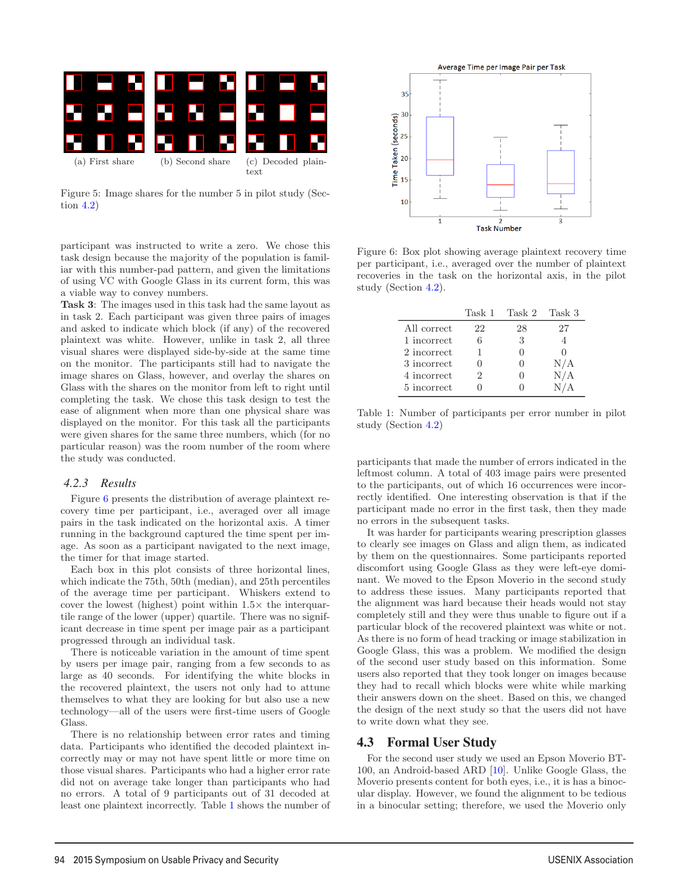(a) First share (b) Second share (c) Decoded plaintext

Figure 5: Image shares for the number 5 in pilot study (Section 4.2)

participant was instructed to write a zero. We chose this task design because the majority of the population is familiar with this number-pad pattern, and given the limitations of using VC with Google Glass in its current form, this was a viable way to convey numbers.

**Task 3**: The images used in this task had the same layout as in task 2. Each participant was given three pairs of images and asked to indicate which block (if any) of the recovered plaintext was white. However, unlike in task 2, all three visual shares were displayed side-by-side at the same time on the monitor. The participants still had to navigate the image shares on Glass, however, and overlay the shares on Glass with the shares on the monitor from left to right until completing the task. We chose this task design to test the ease of alignment when more than one physical share was displayed on the monitor. For this task all the participants were given shares for the same three numbers, which (for no particular reason) was the room number of the room where the study was conducted.

### 4.2.3 *Results*

Figure 6 presents the distribution of average plaintext recovery time per participant, i.e., averaged over all image pairs in the task indicated on the horizontal axis. A timer running in the background captured the time spent per image. As soon as a participant navigated to the next image, the timer for that image started.

Each box in this plot consists of three horizontal lines, which indicate the 75th, 50th (median), and 25th percentiles of the average time per participant. Whiskers extend to cover the lowest (highest) point within 1.5× the interquartile range of the lower (upper) quartile. There was no significant decrease in time spent per image pair as a participant progressed through an individual task.

There is noticeable variation in the amount of time spent by users per image pair, ranging from a few seconds to as large as 40 seconds. For identifying the white blocks in the recovered plaintext, the users not only had to attune themselves to what they are looking for but also use a new technology—all of the users were first-time users of Google Glass.

There is no relationship between error rates and timing data. Participants who identified the decoded plaintext incorrectly may or may not have spent little or more time on those visual shares. Participants who had a higher error rate did not on average take longer than participants who had no errors. A total of 9 participants out of 31 decoded at least one plaintext incorrectly. Table 1 shows the number of participants that made the number of errors indicated in the leftmost column. A total of 403 image pairs were presented to the participants, out of which 16 occurrences were incorrectly identified. One interesting observation is that if the participant made no error in the first task, then they made no errors in the subsequent tasks.

Figure 6: Box plot showing average plaintext recovery time per participant, i.e., averaged over the number of plaintext recoveries in the task on the horizontal axis, in the pilot study (Section 4.2).

| | Task 1 | Task 2 | Task 3 |
|---|---|---|---|
| All correct | 22 | 28 | 27 |
| 1 incorrect | 6 | 3 | 4 |
| 2 incorrect | 1 | 0 | 0 |
| 3 incorrect | 0 | 0 | N/A |
| 4 incorrect | 2 | 0 | N/A |
| 5 incorrect | 0 | 0 | N/A |

Table 1: Number of participants per error number in pilot study (Section 4.2)

It was harder for participants wearing prescription glasses to clearly see images on Glass and align them, as indicated by them on the questionnaires. Some participants reported discomfort using Google Glass as they were left-eye dominant. We moved to the Epson Moverio in the second study to address these issues. Many participants reported that the alignment was hard because their heads would not stay completely still and they were thus unable to figure out if a particular block of the recovered plaintext was white or not. As there is no form of head tracking or image stabilization in Google Glass, this was a problem. We modified the design of the second user study based on this information. Some users also reported that they took longer on images because they had to recall which blocks were white while marking their answers down on the sheet. Based on this, we changed the design of the next study so that the users did not have to write down what they see.

## 4.3 Formal User Study

For the second user study we used an Epson Moverio BT-100, an Android-based ARD [10]. Unlike Google Glass, the Moverio presents content for both eyes, i.e., it is has a binocular display. However, we found the alignment to be tedious in a binocular setting; therefore, we used the Moverio only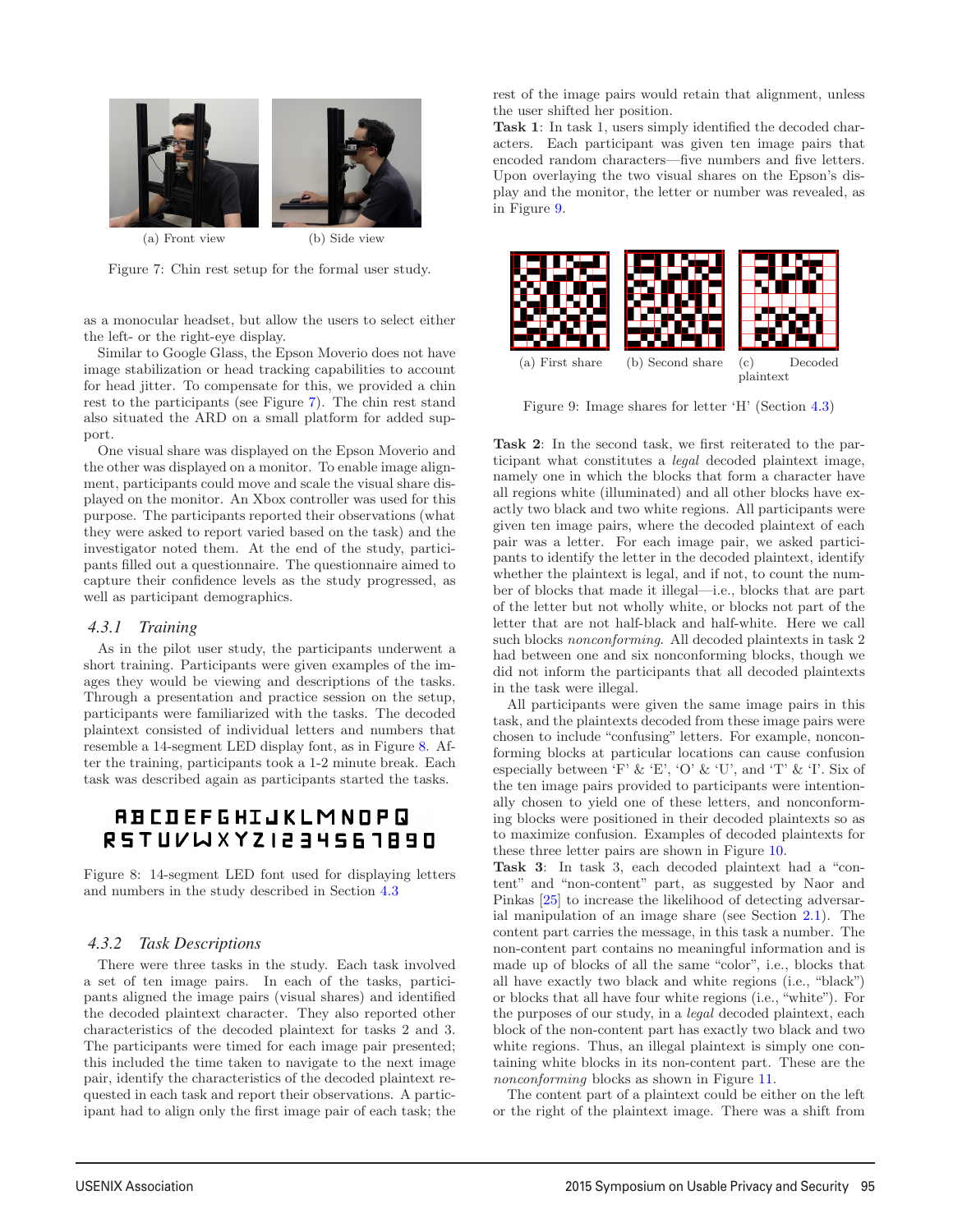(a) Front view

(b) Side view

Figure 7: Chin rest setup for the formal user study.

as a monocular headset, but allow the users to select either the left- or the right-eye display.

Similar to Google Glass, the Epson Moverio does not have image stabilization or head tracking capabilities to account for head jitter. To compensate for this, we provided a chin rest to the participants (see Figure 7). The chin rest stand also situated the ARD on a small platform for added support.

One visual share was displayed on the Epson Moverio and the other was displayed on a monitor. To enable image alignment, participants could move and scale the visual share displayed on the monitor. An Xbox controller was used for this purpose. The participants reported their observations (what they were asked to report varied based on the task) and the investigator noted them. At the end of the study, participants filled out a questionnaire. The questionnaire aimed to capture their confidence levels as the study progressed, as well as participant demographics.

### 4.3.1 Training

As in the pilot user study, the participants underwent a short training. Participants were given examples of the images they would be viewing and descriptions of the tasks. Through a presentation and practice session on the setup, participants were familiarized with the tasks. The decoded plaintext consisted of individual letters and numbers that resemble a 14-segment LED display font, as in Figure 8. After the training, participants took a 1-2 minute break. Each task was described again as participants started the tasks.

ABCDEFGHIJKLMNOPQ
RSTUVWXYZ1234567890

Figure 8: 14-segment LED font used for displaying letters and numbers in the study described in Section 4.3

### 4.3.2 Task Descriptions

There were three tasks in the study. Each task involved a set of ten image pairs. In each of the tasks, participants aligned the image pairs (visual shares) and identified the decoded plaintext character. They also reported other characteristics of the decoded plaintext for tasks 2 and 3. The participants were timed for each image pair presented; this included the time taken to navigate to the next image pair, identify the characteristics of the decoded plaintext requested in each task and report their observations. A participant had to align only the first image pair of each task; the rest of the image pairs would retain that alignment, unless the user shifted her position.

**Task 1**: In task 1, users simply identified the decoded characters. Each participant was given ten image pairs that encoded random characters—five numbers and five letters. Upon overlaying the two visual shares on the Epson's display and the monitor, the letter or number was revealed, as in Figure 9.

(a) First share

(b) Second share

(c) Decoded plaintext

Figure 9: Image shares for letter 'H' (Section 4.3)

**Task 2**: In the second task, we first reiterated to the participant what constitutes a *legal* decoded plaintext image, namely one in which the blocks that form a character have all regions white (illuminated) and all other blocks have exactly two black and two white regions. All participants were given ten image pairs, where the decoded plaintext of each pair was a letter. For each image pair, we asked participants to identify the letter in the decoded plaintext, identify whether the plaintext is legal, and if not, to count the number of blocks that made it illegal—i.e., blocks that are part of the letter but not wholly white, or blocks not part of the letter that are not half-black and half-white. Here we call such blocks *nonconforming*. All decoded plaintexts in task 2 had between one and six nonconforming blocks, though we did not inform the participants that all decoded plaintexts in the task were illegal.

All participants were given the same image pairs in this task, and the plaintexts decoded from these image pairs were chosen to include "confusing" letters. For example, nonconforming blocks at particular locations can cause confusion especially between 'F' & 'E', 'O' & 'U', and 'T' & 'I'. Six of the ten image pairs provided to participants were intentionally chosen to yield one of these letters, and nonconforming blocks were positioned in their decoded plaintexts so as to maximize confusion. Examples of decoded plaintexts for these three letter pairs are shown in Figure 10.

**Task 3**: In task 3, each decoded plaintext had a "content" and "non-content" part, as suggested by Naor and Pinkas [25] to increase the likelihood of detecting adversarial manipulation of an image share (see Section 2.1). The content part carries the message, in this task a number. The non-content part contains no meaningful information and is made up of blocks of all the same "color", i.e., blocks that all have exactly two black and white regions (i.e., "black") or blocks that all have four white regions (i.e., "white"). For the purposes of our study, in a *legal* decoded plaintext, each block of the non-content part has exactly two black and two white regions. Thus, an illegal plaintext is simply one containing white blocks in its non-content part. These are the *nonconforming* blocks as shown in Figure 11.

The content part of a plaintext could be either on the left or the right of the plaintext image. There was a shift from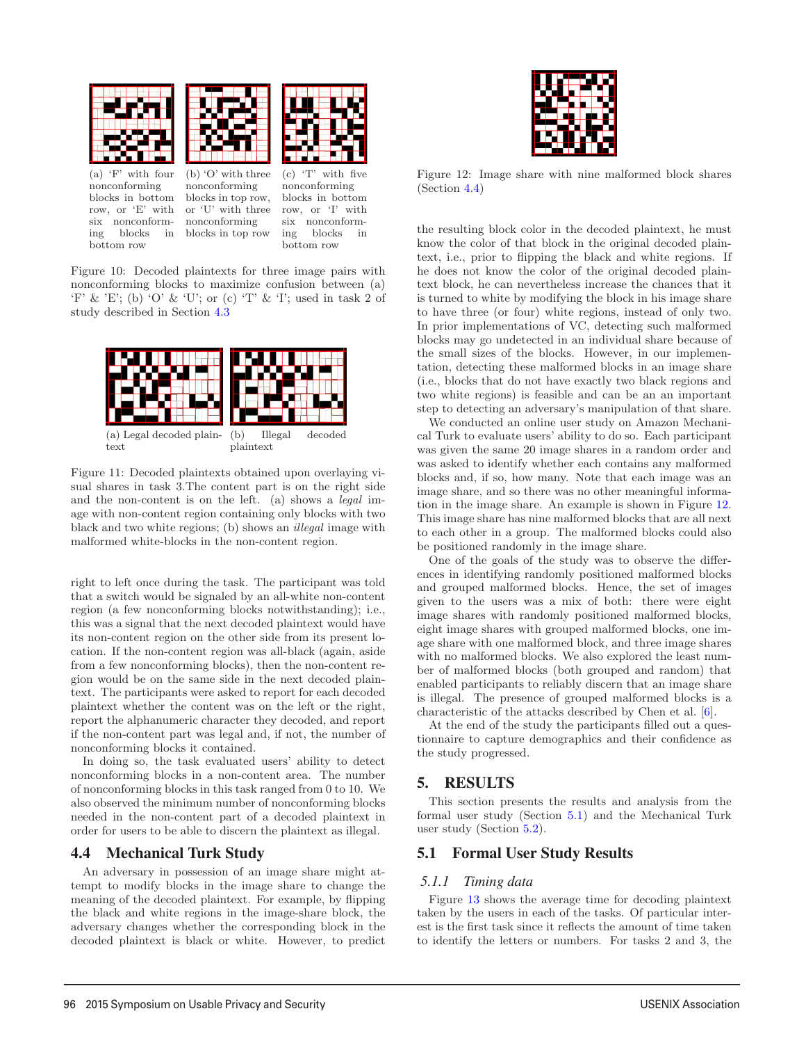(a) 'F' with four nonconforming blocks in bottom row, or 'E' with six nonconforming blocks in bottom row

(b) 'O' with three nonconforming blocks in top row, or 'U' with three nonconforming blocks in top row

(c) 'T' with five nonconforming blocks in bottom row, or 'I' with six nonconforming blocks in bottom row

Figure 10: Decoded plaintexts for three image pairs with nonconforming blocks to maximize confusion between (a) 'F' & 'E'; (b) 'O' & 'U'; or (c) 'T' & 'I'; used in task 2 of study described in Section 4.3

(a) Legal decoded plaintext

(b) Illegal decoded plaintext

Figure 11: Decoded plaintexts obtained upon overlaying visual shares in task 3.The content part is on the right side and the non-content is on the left. (a) shows a *legal* image with non-content region containing only blocks with two black and two white regions; (b) shows an *illegal* image with malformed white-blocks in the non-content region.

right to left once during the task. The participant was told that a switch would be signaled by an all-white non-content region (a few nonconforming blocks notwithstanding); i.e., this was a signal that the next decoded plaintext would have its non-content region on the other side from its present location. If the non-content region was all-black (again, aside from a few nonconforming blocks), then the non-content region would be on the same side in the next decoded plaintext. The participants were asked to report for each decoded plaintext whether the content was on the left or the right, report the alphanumeric character they decoded, and report if the non-content part was legal and, if not, the number of nonconforming blocks it contained.

In doing so, the task evaluated users' ability to detect nonconforming blocks in a non-content area. The number of nonconforming blocks in this task ranged from 0 to 10. We also observed the minimum number of nonconforming blocks needed in the non-content part of a decoded plaintext in order for users to be able to discern the plaintext as illegal.

## 4.4 Mechanical Turk Study

An adversary in possession of an image share might attempt to modify blocks in the image share to change the meaning of the decoded plaintext. For example, by flipping the black and white regions in the image-share block, the adversary changes whether the corresponding block in the decoded plaintext is black or white. However, to predict the resulting block color in the decoded plaintext, he must know the color of that block in the original decoded plaintext, i.e., prior to flipping the black and white regions. If he does not know the color of the original decoded plaintext block, he can nevertheless increase the chances that it is turned to white by modifying the block in his image share to have three (or four) white regions, instead of only two. In prior implementations of VC, detecting such malformed blocks may go undetected in an individual share because of the small sizes of the blocks. However, in our implementation, detecting these malformed blocks in an image share (i.e., blocks that do not have exactly two black regions and two white regions) is feasible and can be an important step to detecting an adversary's manipulation of that share.

Figure 12: Image share with nine malformed block shares (Section 4.4)

We conducted an online user study on Amazon Mechanical Turk to evaluate users' ability to do so. Each participant was given the same 20 image shares in a random order and was asked to identify whether each contains any malformed blocks and, if so, how many. Note that each image was an image share, and so there was no other meaningful information in the image share. An example is shown in Figure 12. This image share has nine malformed blocks that are all next to each other in a group. The malformed blocks could also be positioned randomly in the image share.

One of the goals of the study was to observe the differences in identifying randomly positioned malformed blocks and grouped malformed blocks. Hence, the set of images given to the users was a mix of both: there were eight image shares with randomly positioned malformed blocks, eight image shares with grouped malformed blocks, one image share with one malformed block, and three image shares with no malformed blocks. We also explored the least number of malformed blocks (both grouped and random) that enabled participants to reliably discern that an image share is illegal. The presence of grouped malformed blocks is a characteristic of the attacks described by Chen et al. [6].

At the end of the study the participants filled out a questionnaire to capture demographics and their confidence as the study progressed.

# 5. RESULTS

This section presents the results and analysis from the formal user study (Section 5.1) and the Mechanical Turk user study (Section 5.2).

## 5.1 Formal User Study Results

### *5.1.1 Timing data*

Figure 13 shows the average time for decoding plaintext taken by the users in each of the tasks. Of particular interest is the first task since it reflects the amount of time taken to identify the letters or numbers. For tasks 2 and 3, the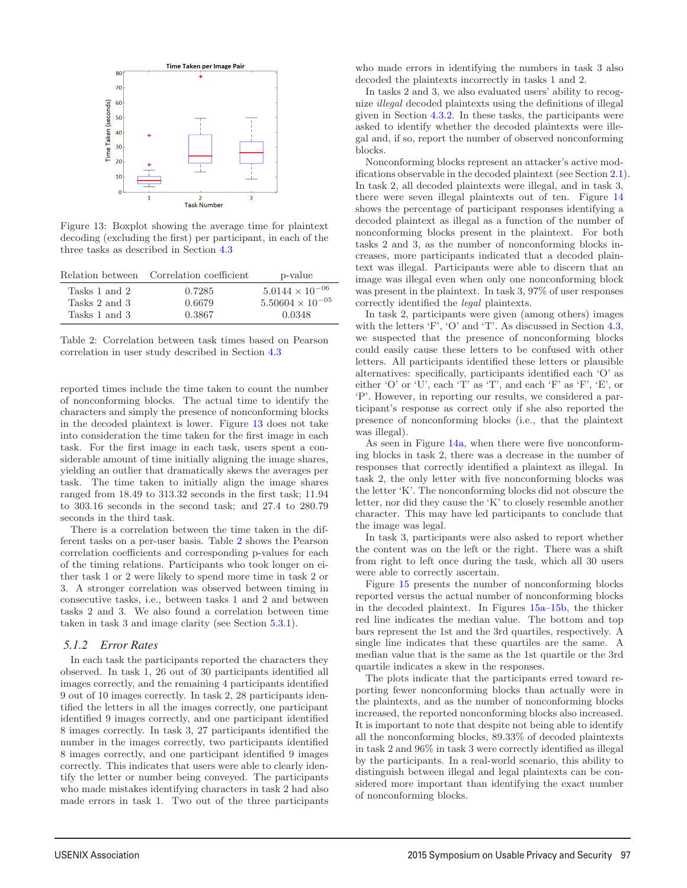Figure 13: Boxplot showing the average time for plaintext decoding (excluding the first) per participant, in each of the three tasks as described in Section 4.3

| Relation between | Correlation coefficient | p-value |
|---|---|---|
| Tasks 1 and 2 | 0.7285 | $5.0144 \times 10^{-06}$ |
| Tasks 2 and 3 | 0.6679 | $5.50604 \times 10^{-05}$ |
| Tasks 1 and 3 | 0.3867 | 0.0348 |

Table 2: Correlation between task times based on Pearson correlation in user study described in Section 4.3

reported times include the time taken to count the number of nonconforming blocks. The actual time to identify the characters and simply the presence of nonconforming blocks in the decoded plaintext is lower. Figure 13 does not take into consideration the time taken for the first image in each task. For the first image in each task, users spent a considerable amount of time initially aligning the image shares, yielding an outlier that dramatically skews the averages per task. The time taken to initially align the image shares ranged from 18.49 to 313.32 seconds in the first task; 11.94 to 303.16 seconds in the second task; and 27.4 to 280.79 seconds in the third task.

There is a correlation between the time taken in the different tasks on a per-user basis. Table 2 shows the Pearson correlation coefficients and corresponding p-values for each of the timing relations. Participants who took longer on either task 1 or 2 were likely to spend more time in task 2 or 3. A stronger correlation was observed between timing in consecutive tasks, i.e., between tasks 1 and 2 and between tasks 2 and 3. We also found a correlation between time taken in task 3 and image clarity (see Section 5.3.1).

### 5.1.2 Error Rates

In each task the participants reported the characters they observed. In task 1, 26 out of 30 participants identified all images correctly, and the remaining 4 participants identified 9 out of 10 images correctly. In task 2, 28 participants identified the letters in all the images correctly, one participant identified 9 images correctly, and one participant identified 8 images correctly. In task 3, 27 participants identified the number in the images correctly, two participants identified 8 images correctly, and one participant identified 9 images correctly. This indicates that users were able to clearly identify the letter or number being conveyed. The participants who made mistakes identifying characters in task 2 had also made errors in task 1. Two out of the three participants who made errors in identifying the numbers in task 3 also decoded the plaintexts incorrectly in tasks 1 and 2.

In tasks 2 and 3, we also evaluated users' ability to recognize *illegal* decoded plaintexts using the definitions of illegal given in Section 4.3.2. In these tasks, the participants were asked to identify whether the decoded plaintexts were illegal and, if so, report the number of observed nonconforming blocks.

Nonconforming blocks represent an attacker's active modifications observable in the decoded plaintext (see Section 2.1). In task 2, all decoded plaintexts were illegal, and in task 3, there were seven illegal plaintexts out of ten. Figure 14 shows the percentage of participant responses identifying a decoded plaintext as illegal as a function of the number of nonconforming blocks present in the plaintext. For both tasks 2 and 3, as the number of nonconforming blocks increases, more participants indicated that a decoded plaintext was illegal. Participants were able to discern that an image was illegal even when only one nonconforming block was present in the plaintext. In task 3, 97% of user responses correctly identified the *legal* plaintexts.

In task 2, participants were given (among others) images with the letters 'F', 'O' and 'T'. As discussed in Section 4.3, we suspected that the presence of nonconforming blocks could easily cause these letters to be confused with other letters. All participants identified these letters or plausible alternatives: specifically, participants identified each 'O' as either 'O' or 'U', each 'T' as 'T', and each 'F' as 'F', 'E', or 'P'. However, in reporting our results, we considered a participant's response as correct only if she also reported the presence of nonconforming blocks (i.e., that the plaintext was illegal).

As seen in Figure 14a, when there were five nonconforming blocks in task 2, there was a decrease in the number of responses that correctly identified a plaintext as illegal. In task 2, the only letter with five nonconforming blocks was the letter 'K'. The nonconforming blocks did not obscure the letter, nor did they cause the 'K' to closely resemble another character. This may have led participants to conclude that the image was legal.

In task 3, participants were also asked to report whether the content was on the left or the right. There was a shift from right to left once during the task, which all 30 users were able to correctly ascertain.

Figure 15 presents the number of nonconforming blocks reported versus the actual number of nonconforming blocks in the decoded plaintext. In Figures 15a–15b, the thicker red line indicates the median value. The bottom and top bars represent the 1st and the 3rd quartiles, respectively. A single line indicates that these quartiles are the same. A median value that is the same as the 1st quartile or the 3rd quartile indicates a skew in the responses.

The plots indicate that the participants erred toward reporting fewer nonconforming blocks than actually were in the plaintexts, and as the number of nonconforming blocks increased, the reported nonconforming blocks also increased. It is important to note that despite not being able to identify all the nonconforming blocks, 89.33% of decoded plaintexts in task 2 and 96% in task 3 were correctly identified as illegal by the participants. In a real-world scenario, this ability to distinguish between illegal and legal plaintexts can be considered more important than identifying the exact number of nonconforming blocks.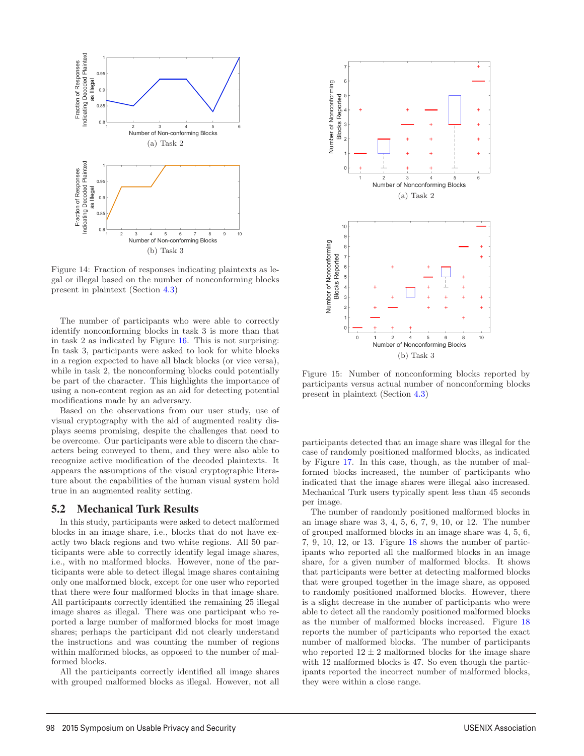Figure 14: Fraction of responses indicating plaintexts as legal or illegal based on the number of nonconforming blocks present in plaintext (Section 4.3)

The number of participants who were able to correctly identify nonconforming blocks in task 3 is more than that in task 2 as indicated by Figure 16. This is not surprising: In task 3, participants were asked to look for white blocks in a region expected to have all black blocks (or vice versa), while in task 2, the nonconforming blocks could potentially be part of the character. This highlights the importance of using a non-content region as an aid for detecting potential modifications made by an adversary.

Based on the observations from our user study, use of visual cryptography with the aid of augmented reality displays seems promising, despite the challenges that need to be overcome. Our participants were able to discern the characters being conveyed to them, and they were also able to recognize active modification of the decoded plaintexts. It appears the assumptions of the visual cryptographic literature about the capabilities of the human visual system hold true in an augmented reality setting.

## 5.2 Mechanical Turk Results

In this study, participants were asked to detect malformed blocks in an image share, i.e., blocks that do not have exactly two black regions and two white regions. All 50 participants were able to correctly identify legal image shares, i.e., with no malformed blocks. However, none of the participants were able to detect illegal image shares containing only one malformed block, except for one user who reported that there were four malformed blocks in that image share. All participants correctly identified the remaining 25 illegal image shares as illegal. There was one participant who reported a large number of malformed blocks for most image shares; perhaps the participant did not clearly understand the instructions and was counting the number of regions within malformed blocks, as opposed to the number of malformed blocks.

All the participants correctly identified all image shares with grouped malformed blocks as illegal. However, not all participants detected that an image share was illegal for the case of randomly positioned malformed blocks, as indicated by Figure 17. In this case, though, as the number of malformed blocks increased, the number of participants who indicated that the image shares were illegal also increased. Mechanical Turk users typically spent less than 45 seconds per image.

The number of randomly positioned malformed blocks in an image share was 3, 4, 5, 6, 7, 9, 10, or 12. The number of grouped malformed blocks in an image share was 4, 5, 6, 7, 9, 10, 12, or 13. Figure 18 shows the number of participants who reported all the malformed blocks in an image share, for a given number of malformed blocks. It shows that participants were better at detecting malformed blocks that were grouped together in the image share, as opposed to randomly positioned malformed blocks. However, there is a slight decrease in the number of participants who were able to detect all the randomly positioned malformed blocks as the number of malformed blocks increased. Figure 18 reports the number of participants who reported the exact number of malformed blocks. The number of participants who reported $12 \pm 2$ malformed blocks for the image share with 12 malformed blocks is 47. So even though the participants reported the incorrect number of malformed blocks, they were within a close range.

Figure 15: Number of nonconforming blocks reported by participants versus actual number of nonconforming blocks present in plaintext (Section 4.3)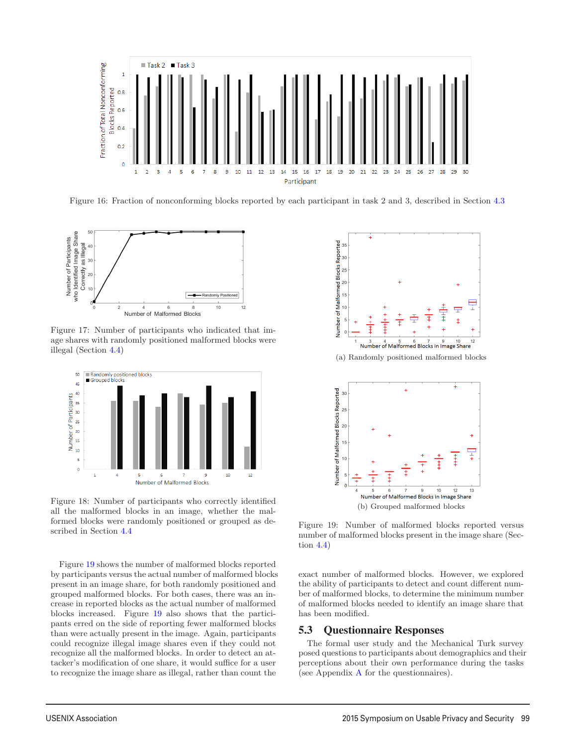Figure 16: Fraction of nonconforming blocks reported by each participant in task 2 and 3, described in Section 4.3

Figure 17: Number of participants who indicated that image shares with randomly positioned malformed blocks were illegal (Section 4.4)

Figure 18: Number of participants who correctly identified all the malformed blocks in an image, whether the malformed blocks were randomly positioned or grouped as described in Section 4.4

(a) Randomly positioned malformed blocks

(b) Grouped malformed blocks

Figure 19: Number of malformed blocks reported versus number of malformed blocks present in the image share (Section 4.4)

Figure 19 shows the number of malformed blocks reported by participants versus the actual number of malformed blocks present in an image share, for both randomly positioned and grouped malformed blocks. For both cases, there was an increase in reported blocks as the actual number of malformed blocks increased. Figure 19 also shows that the participants erred on the side of reporting fewer malformed blocks than were actually present in the image. Again, participants could recognize illegal image shares even if they could not recognize all the malformed blocks. In order to detect an attacker's modification of one share, it would suffice for a user to recognize the image share as illegal, rather than count the exact number of malformed blocks. However, we explored the ability of participants to detect and count different number of malformed blocks, to determine the minimum number of malformed blocks needed to identify an image share that has been modified.

## 5.3 Questionnaire Responses

The formal user study and the Mechanical Turk survey posed questions to participants about demographics and their perceptions about their own performance during the tasks (see Appendix A for the questionnaires).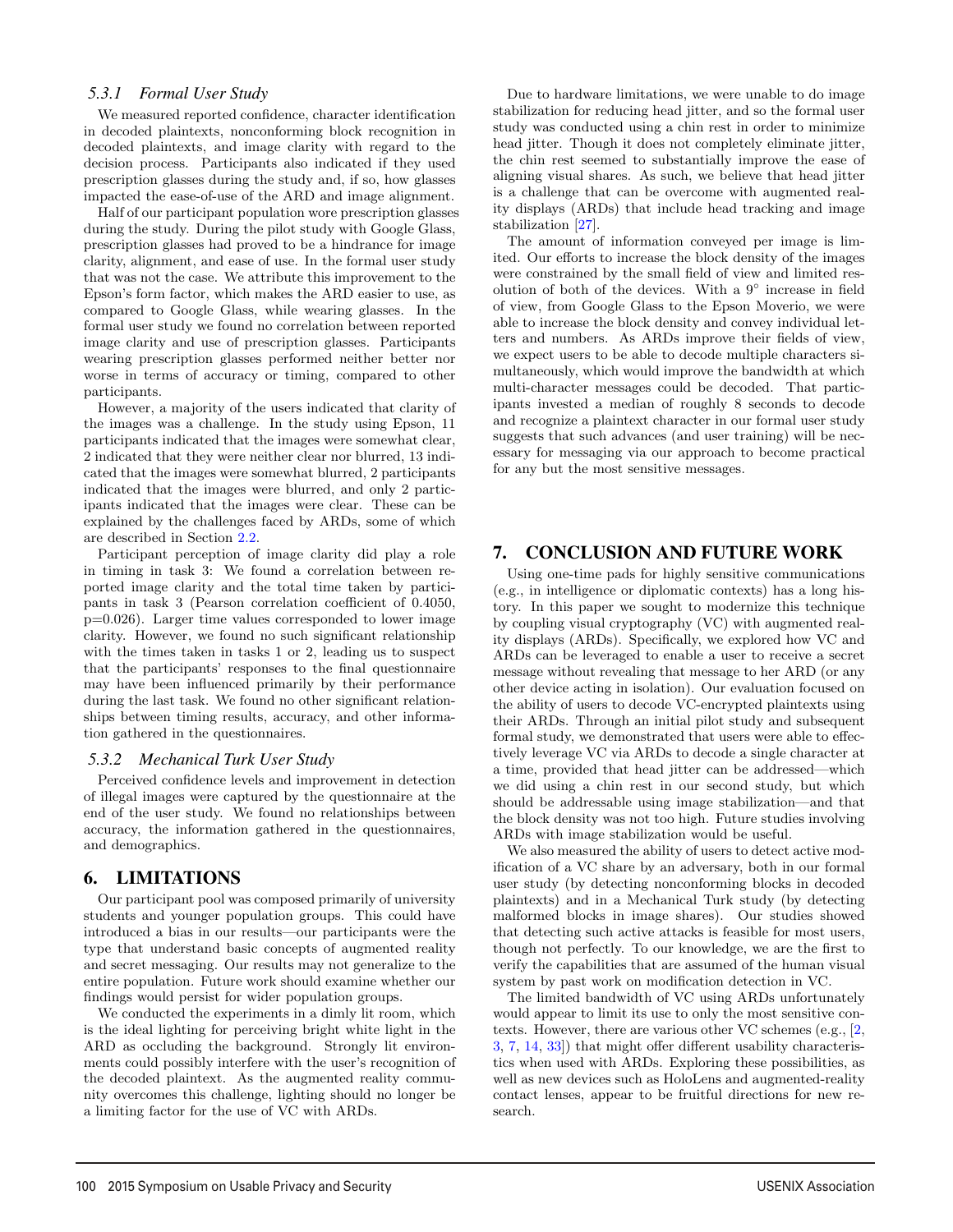### 5.3.1 Formal User Study

We measured reported confidence, character identification in decoded plaintexts, nonconforming block recognition in decoded plaintexts, and image clarity with regard to the decision process. Participants also indicated if they used prescription glasses during the study and, if so, how glasses impacted the ease-of-use of the ARD and image alignment.

Half of our participant population wore prescription glasses during the study. During the pilot study with Google Glass, prescription glasses had proved to be a hindrance for image clarity, alignment, and ease of use. In the formal user study that was not the case. We attribute this improvement to the Epson's form factor, which makes the ARD easier to use, as compared to Google Glass, while wearing glasses. In the formal user study we found no correlation between reported image clarity and use of prescription glasses. Participants wearing prescription glasses performed neither better nor worse in terms of accuracy or timing, compared to other participants.

However, a majority of the users indicated that clarity of the images was a challenge. In the study using Epson, 11 participants indicated that the images were somewhat clear, 2 indicated that they were neither clear nor blurred, 13 indicated that the images were somewhat blurred, 2 participants indicated that the images were blurred, and only 2 participants indicated that the images were clear. These can be explained by the challenges faced by ARDs, some of which are described in Section 2.2.

Participant perception of image clarity did play a role in timing in task 3: We found a correlation between reported image clarity and the total time taken by participants in task 3 (Pearson correlation coefficient of 0.4050, p=0.026). Larger time values corresponded to lower image clarity. However, we found no such significant relationship with the times taken in tasks 1 or 2, leading us to suspect that the participants' responses to the final questionnaire may have been influenced primarily by their performance during the last task. We found no other significant relationships between timing results, accuracy, and other information gathered in the questionnaires.

### 5.3.2 Mechanical Turk User Study

Perceived confidence levels and improvement in detection of illegal images were captured by the questionnaire at the end of the user study. We found no relationships between accuracy, the information gathered in the questionnaires, and demographics.

## 6. LIMITATIONS

Our participant pool was composed primarily of university students and younger population groups. This could have introduced a bias in our results—our participants were the type that understand basic concepts of augmented reality and secret messaging. Our results may not generalize to the entire population. Future work should examine whether our findings would persist for wider population groups.

We conducted the experiments in a dimly lit room, which is the ideal lighting for perceiving bright white light in the ARD as occluding the background. Strongly lit environments could possibly interfere with the user's recognition of the decoded plaintext. As the augmented reality community overcomes this challenge, lighting should no longer be a limiting factor for the use of VC with ARDs.

Due to hardware limitations, we were unable to do image stabilization for reducing head jitter, and so the formal user study was conducted using a chin rest in order to minimize head jitter. Though it does not completely eliminate jitter, the chin rest seemed to substantially improve the ease of aligning visual shares. As such, we believe that head jitter is a challenge that can be overcome with augmented reality displays (ARDs) that include head tracking and image stabilization [27].

The amount of information conveyed per image is limited. Our efforts to increase the block density of the images were constrained by the small field of view and limited resolution of both of the devices. With a 9° increase in field of view, from Google Glass to the Epson Moverio, we were able to increase the block density and convey individual letters and numbers. As ARDs improve their fields of view, we expect users to be able to decode multiple characters simultaneously, which would improve the bandwidth at which multi-character messages could be decoded. That participants invested a median of roughly 8 seconds to decode and recognize a plaintext character in our formal user study suggests that such advances (and user training) will be necessary for messaging via our approach to become practical for any but the most sensitive messages.

## 7. CONCLUSION AND FUTURE WORK

Using one-time pads for highly sensitive communications (e.g., in intelligence or diplomatic contexts) has a long history. In this paper we sought to modernize this technique by coupling visual cryptography (VC) with augmented reality displays (ARDs). Specifically, we explored how VC and ARDs can be leveraged to enable a user to receive a secret message without revealing that message to her ARD (or any other device acting in isolation). Our evaluation focused on the ability of users to decode VC-encrypted plaintexts using their ARDs. Through an initial pilot study and subsequent formal study, we demonstrated that users were able to effectively leverage VC via ARDs to decode a single character at a time, provided that head jitter can be addressed—which we did using a chin rest in our second study, but which should be addressable using image stabilization—and that the block density was not too high. Future studies involving ARDs with image stabilization would be useful.

We also measured the ability of users to detect active modification of a VC share by an adversary, both in our formal user study (by detecting nonconforming blocks in decoded plaintexts) and in a Mechanical Turk study (by detecting malformed blocks in image shares). Our studies showed that detecting such active attacks is feasible for most users, though not perfectly. To our knowledge, we are the first to verify the capabilities that are assumed of the human visual system by past work on modification detection in VC.

The limited bandwidth of VC using ARDs unfortunately would appear to limit its use to only the most sensitive contexts. However, there are various other VC schemes (e.g., [2, 3, 7, 14, 33]) that might offer different usability characteristics when used with ARDs. Exploring these possibilities, as well as new devices such as HoloLens and augmented-reality contact lenses, appear to be fruitful directions for new research.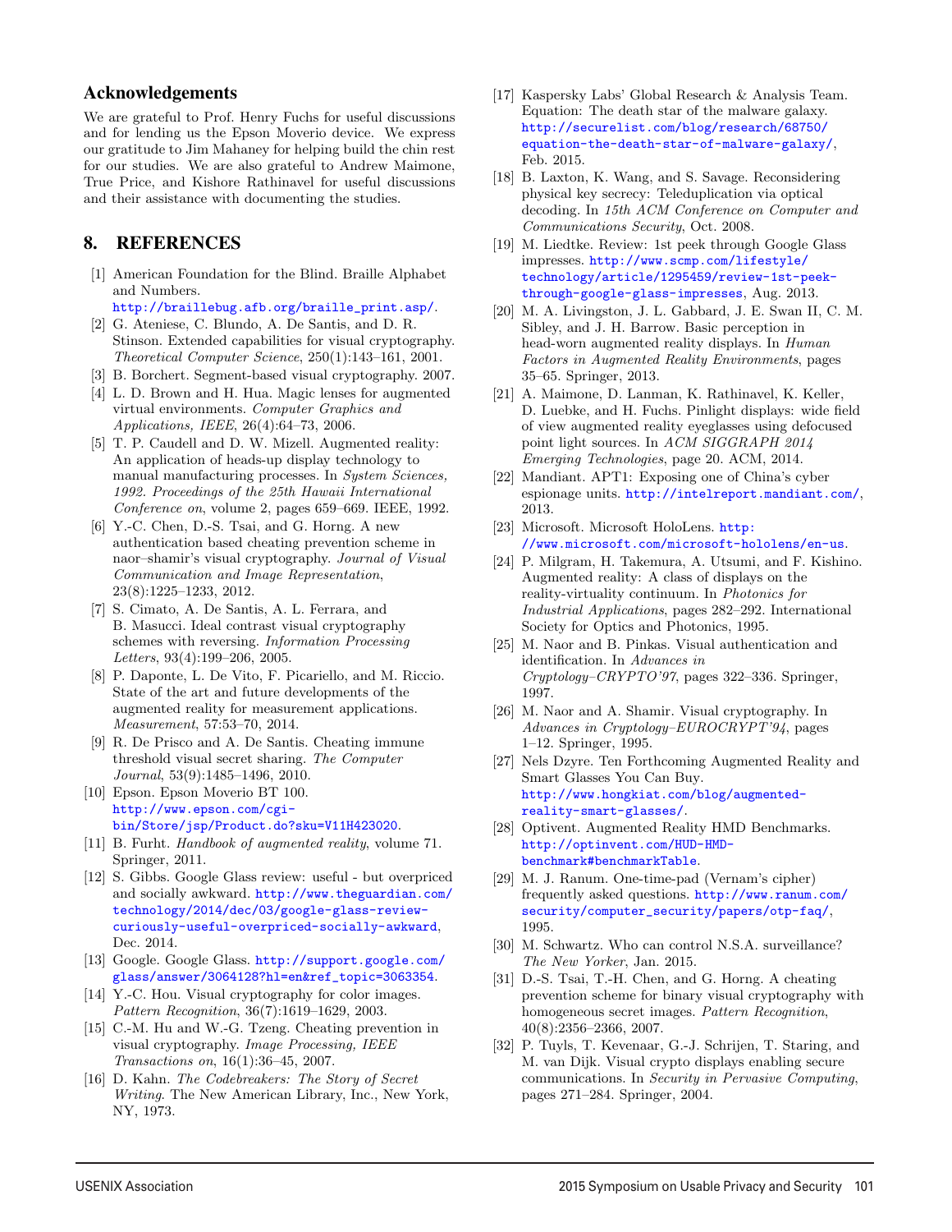## Acknowledgements

We are grateful to Prof. Henry Fuchs for useful discussions and for lending us the Epson Moverio device. We express our gratitude to Jim Mahaney for helping build the chin rest for our studies. We are also grateful to Andrew Maimone, True Price, and Kishore Rathinavel for useful discussions and their assistance with documenting the studies.

## 8. REFERENCES

[1] American Foundation for the Blind. Braille Alphabet and Numbers. http://braillebug.afb.org/braille_print.asp/.

[2] G. Ateniese, C. Blundo, A. De Santis, and D. R. Stinson. Extended capabilities for visual cryptography. *Theoretical Computer Science*, 250(1):143–161, 2001.

[3] B. Borchert. Segment-based visual cryptography. 2007.

[4] L. D. Brown and H. Hua. Magic lenses for augmented virtual environments. *Computer Graphics and Applications, IEEE*, 26(4):64–73, 2006.

[5] T. P. Caudell and D. W. Mizell. Augmented reality: An application of heads-up display technology to manual manufacturing processes. In *System Sciences, 1992. Proceedings of the 25th Hawaii International Conference on*, volume 2, pages 659–669. IEEE, 1992.

[6] Y.-C. Chen, D.-S. Tsai, and G. Horng. A new authentication based cheating prevention scheme in naor–shamir's visual cryptography. *Journal of Visual Communication and Image Representation*, 23(8):1225–1233, 2012.

[7] S. Cimato, A. De Santis, A. L. Ferrara, and B. Masucci. Ideal contrast visual cryptography schemes with reversing. *Information Processing Letters*, 93(4):199–206, 2005.

[8] P. Daponte, L. De Vito, F. Picariello, and M. Riccio. State of the art and future developments of the augmented reality for measurement applications. *Measurement*, 57:53–70, 2014.

[9] R. De Prisco and A. De Santis. Cheating immune threshold visual secret sharing. *The Computer Journal*, 53(9):1485–1496, 2010.

[10] Epson. Epson Moverio BT 100. http://www.epson.com/cgi-bin/Store/jsp/Product.do?sku=V11H423020.

[11] B. Furht. *Handbook of augmented reality*, volume 71. Springer, 2011.

[12] S. Gibbs. Google Glass review: useful - but overpriced and socially awkward. http://www.theguardian.com/technology/2014/dec/03/google-glass-review-curiously-useful-overpriced-socially-awkward, Dec. 2014.

[13] Google. Google Glass. http://support.google.com/glass/answer/3064128?hl=en&ref_topic=3063354.

[14] Y.-C. Hou. Visual cryptography for color images. *Pattern Recognition*, 36(7):1619–1629, 2003.

[15] C.-M. Hu and W.-G. Tzeng. Cheating prevention in visual cryptography. *Image Processing, IEEE Transactions on*, 16(1):36–45, 2007.

[16] D. Kahn. *The Codebreakers: The Story of Secret Writing*. The New American Library, Inc., New York, NY, 1973.

[17] Kaspersky Labs' Global Research & Analysis Team. Equation: The death star of the malware galaxy. http://securelist.com/blog/research/68750/equation-the-death-star-of-malware-galaxy/, Feb. 2015.

[18] B. Laxton, K. Wang, and S. Savage. Reconsidering physical key secrecy: Teleduplication via optical decoding. In *15th ACM Conference on Computer and Communications Security*, Oct. 2008.

[19] M. Liedtke. Review: 1st peek through Google Glass impresses. http://www.scmp.com/lifestyle/technology/article/1295459/review-1st-peek-through-google-glass-impresses, Aug. 2013.

[20] M. A. Livingston, J. L. Gabbard, J. E. Swan II, C. M. Sibley, and J. H. Barrow. Basic perception in head-worn augmented reality displays. In *Human Factors in Augmented Reality Environments*, pages 35–65. Springer, 2013.

[21] A. Maimone, D. Lanman, K. Rathinavel, K. Keller, D. Luebke, and H. Fuchs. Pinlight displays: wide field of view augmented reality eyeglasses using defocused point light sources. In *ACM SIGGRAPH 2014 Emerging Technologies*, page 20. ACM, 2014.

[22] Mandiant. APT1: Exposing one of China's cyber espionage units. http://intelreport.mandiant.com/, 2013.

[23] Microsoft. Microsoft HoloLens. http://www.microsoft.com/microsoft-hololens/en-us.

[24] P. Milgram, H. Takemura, A. Utsumi, and F. Kishino. Augmented reality: A class of displays on the reality-virtuality continuum. In *Photonics for Industrial Applications*, pages 282–292. International Society for Optics and Photonics, 1995.

[25] M. Naor and B. Pinkas. Visual authentication and identification. In *Advances in Cryptology–CRYPTO'97*, pages 322–336. Springer, 1997.

[26] M. Naor and A. Shamir. Visual cryptography. In *Advances in Cryptology–EUROCRYPT'94*, pages 1–12. Springer, 1995.

[27] Nels Dzyre. Ten Forthcoming Augmented Reality and Smart Glasses You Can Buy. http://www.hongkiat.com/blog/augmented-reality-smart-glasses/.

[28] Optivent. Augmented Reality HMD Benchmarks. http://optinvent.com/HUD-HMD-benchmark#benchmarkTable.

[29] M. J. Ranum. One-time-pad (Vernam's cipher) frequently asked questions. http://www.ranum.com/security/computer_security/papers/otp-faq/, 1995.

[30] M. Schwartz. Who can control N.S.A. surveillance? *The New Yorker*, Jan. 2015.

[31] D.-S. Tsai, T.-H. Chen, and G. Horng. A cheating prevention scheme for binary visual cryptography with homogeneous secret images. *Pattern Recognition*, 40(8):2356–2366, 2007.

[32] P. Tuyls, T. Kevenaar, G.-J. Schrijen, T. Staring, and M. van Dijk. Visual crypto displays enabling secure communications. In *Security in Pervasive Computing*, pages 271–284. Springer, 2004.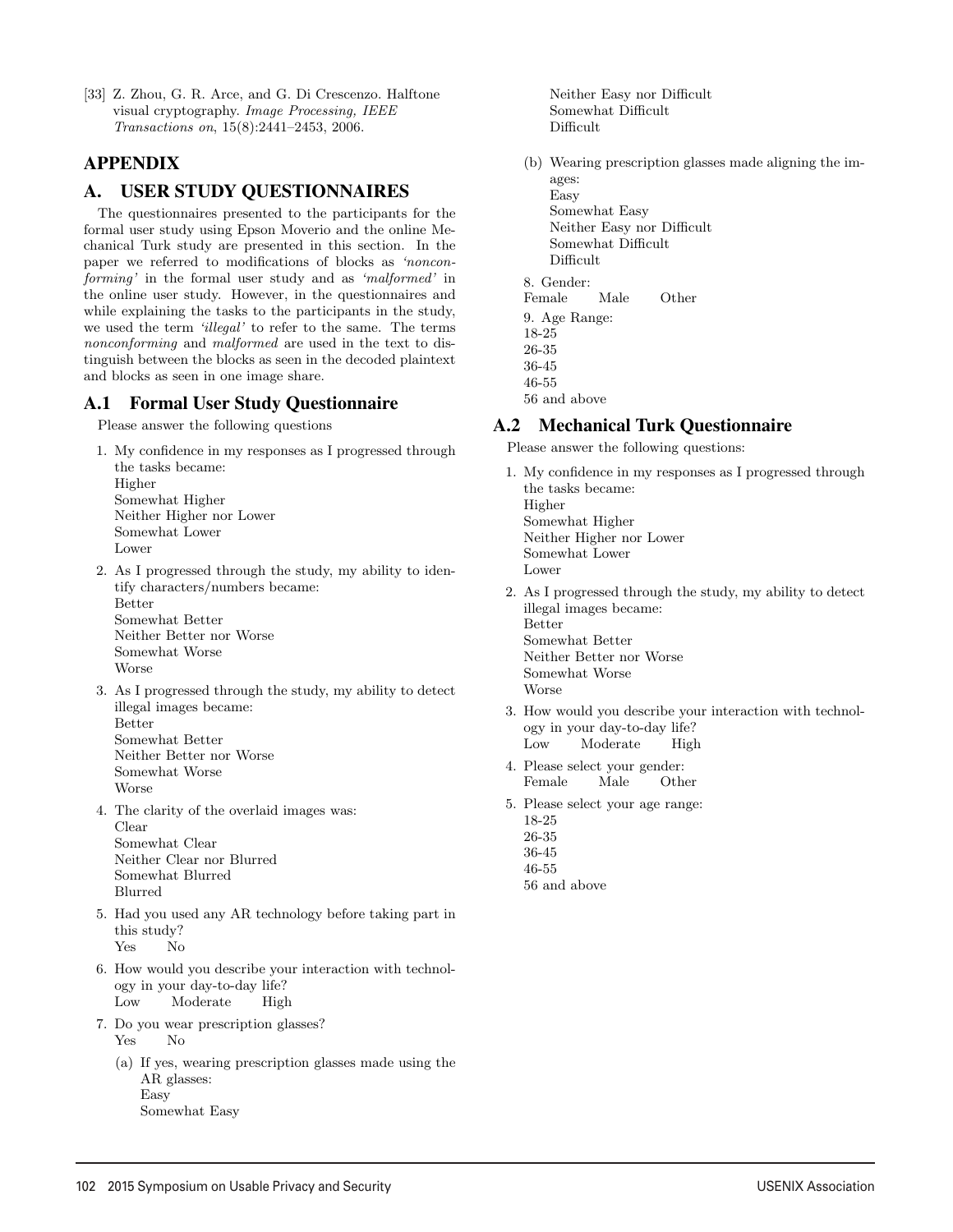[33] Z. Zhou, G. R. Arce, and G. Di Crescenzo. Halftone visual cryptography. *Image Processing, IEEE Transactions on*, 15(8):2441–2453, 2006.

# APPENDIX

## A. USER STUDY QUESTIONNAIRES

The questionnaires presented to the participants for the formal user study using Epson Moverio and the online Mechanical Turk study are presented in this section. In the paper we referred to modifications of blocks as *'nonconforming'* in the formal user study and as *'malformed'* in the online user study. However, in the questionnaires and while explaining the tasks to the participants in the study, we used the term *'illegal'* to refer to the same. The terms *nonconforming* and *malformed* are used in the text to distinguish between the blocks as seen in the decoded plaintext and blocks as seen in one image share.

### A.1 Formal User Study Questionnaire

Please answer the following questions

1. My confidence in my responses as I progressed through the tasks became:
   Higher
   Somewhat Higher
   Neither Higher nor Lower
   Somewhat Lower
   Lower
2. As I progressed through the study, my ability to identify characters/numbers became:
   Better
   Somewhat Better
   Neither Better nor Worse
   Somewhat Worse
   Worse
3. As I progressed through the study, my ability to detect illegal images became:
   Better
   Somewhat Better
   Neither Better nor Worse
   Somewhat Worse
   Worse
4. The clarity of the overlaid images was:
   Clear
   Somewhat Clear
   Neither Clear nor Blurred
   Somewhat Blurred
   Blurred
5. Had you used any AR technology before taking part in this study?
   Yes No
6. How would you describe your interaction with technology in your day-to-day life?
   Low Moderate High
7. Do you wear prescription glasses?
   Yes No
   (a) If yes, wearing prescription glasses made using the AR glasses:
   Easy
   Somewhat Easy
   Neither Easy nor Difficult
   Somewhat Difficult
   Difficult
   (b) Wearing prescription glasses made aligning the images:
   Easy
   Somewhat Easy
   Neither Easy nor Difficult
   Somewhat Difficult
   Difficult
8. Gender:
   Female Male Other
9. Age Range:
   18-25
   26-35
   36-45
   46-55
   56 and above

### A.2 Mechanical Turk Questionnaire

Please answer the following questions:

1. My confidence in my responses as I progressed through the tasks became:
   Higher
   Somewhat Higher
   Neither Higher nor Lower
   Somewhat Lower
   Lower
2. As I progressed through the study, my ability to detect illegal images became:
   Better
   Somewhat Better
   Neither Better nor Worse
   Somewhat Worse
   Worse
3. How would you describe your interaction with technology in your day-to-day life?
   Low Moderate High
4. Please select your gender:
   Female Male Other
5. Please select your age range:
   18-25
   26-35
   36-45
   46-55
   56 and above